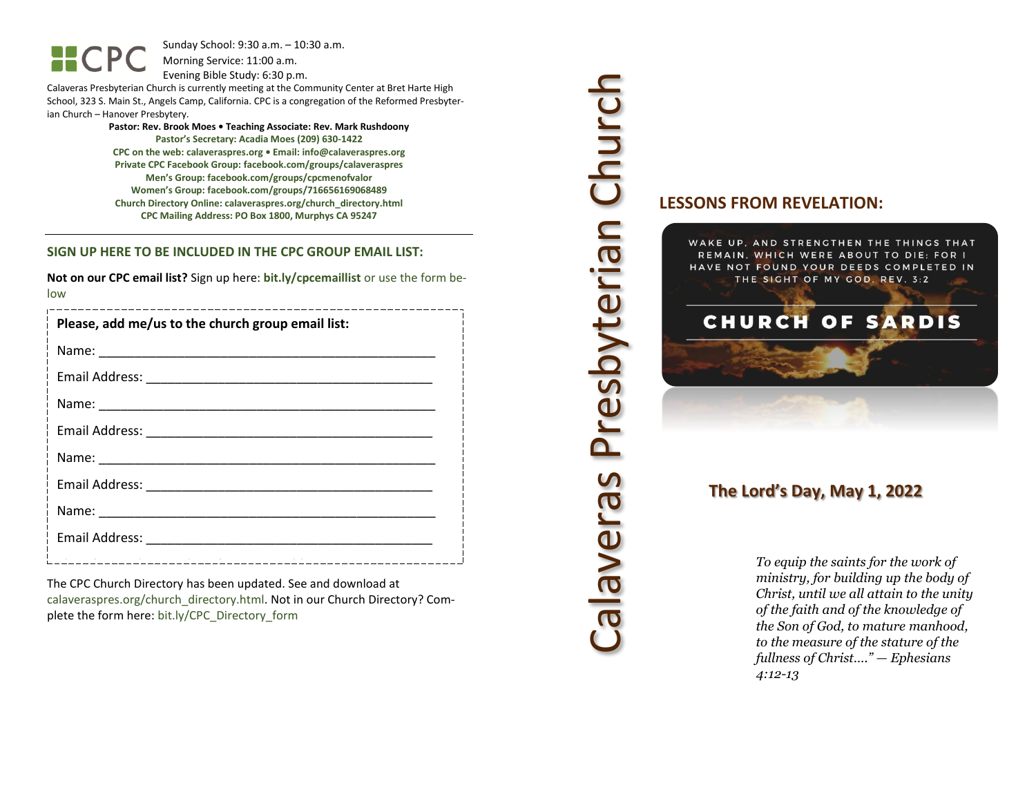CPC

Sunday School: 9:30 a.m. – 10:30 a.m.
Morning Service: 11:00 a.m.
Evening Bible Study: 6:30 p.m.

Calaveras Presbyterian Church is currently meeting at the Community Center at Bret Harte High School, 323 S. Main St., Angels Camp, California. CPC is a congregation of the Reformed Presbyterian Church – Hanover Presbytery.

**Pastor: Rev. Brook Moes • Teaching Associate: Rev. Mark Rushdoony**
**Pastor's Secretary: Acadia Moes (209) 630-1422**
**CPC on the web: calaveraspres.org • Email: info@calaveraspres.org**
**Private CPC Facebook Group: facebook.com/groups/calaveraspres**
**Men's Group: facebook.com/groups/cpcmenofvalor**
**Women's Group: facebook.com/groups/716656169068489**
**Church Directory Online: calaveraspres.org/church_directory.html**
**CPC Mailing Address: PO Box 1800, Murphys CA 95247**

---

## SIGN UP HERE TO BE INCLUDED IN THE CPC GROUP EMAIL LIST:

**Not on our CPC email list?** Sign up here: **bit.ly/cpcemaillist** or use the form below

**Please, add me/us to the church group email list:**

Name: ________________________________________________

Email Address: ________________________________________

Name: ________________________________________________

Email Address: ________________________________________

Name: ________________________________________________

Email Address: ________________________________________

Name: ________________________________________________

Email Address: ________________________________________

The CPC Church Directory has been updated. See and download at calaveraspres.org/church_directory.html. Not in our Church Directory? Complete the form here: bit.ly/CPC_Directory_form

# Calaveras Presbyterian Church

## LESSONS FROM REVELATION:

WAKE UP, AND STRENGTHEN THE THINGS THAT REMAIN, WHICH WERE ABOUT TO DIE: FOR I HAVE NOT FOUND YOUR DEEDS COMPLETED IN THE SIGHT OF MY GOD. REV. 3:2

**CHURCH OF SARDIS**

## The Lord's Day, May 1, 2022

*To equip the saints for the work of ministry, for building up the body of Christ, until we all attain to the unity of the faith and of the knowledge of the Son of God, to mature manhood, to the measure of the stature of the fullness of Christ...." — Ephesians 4:12-13*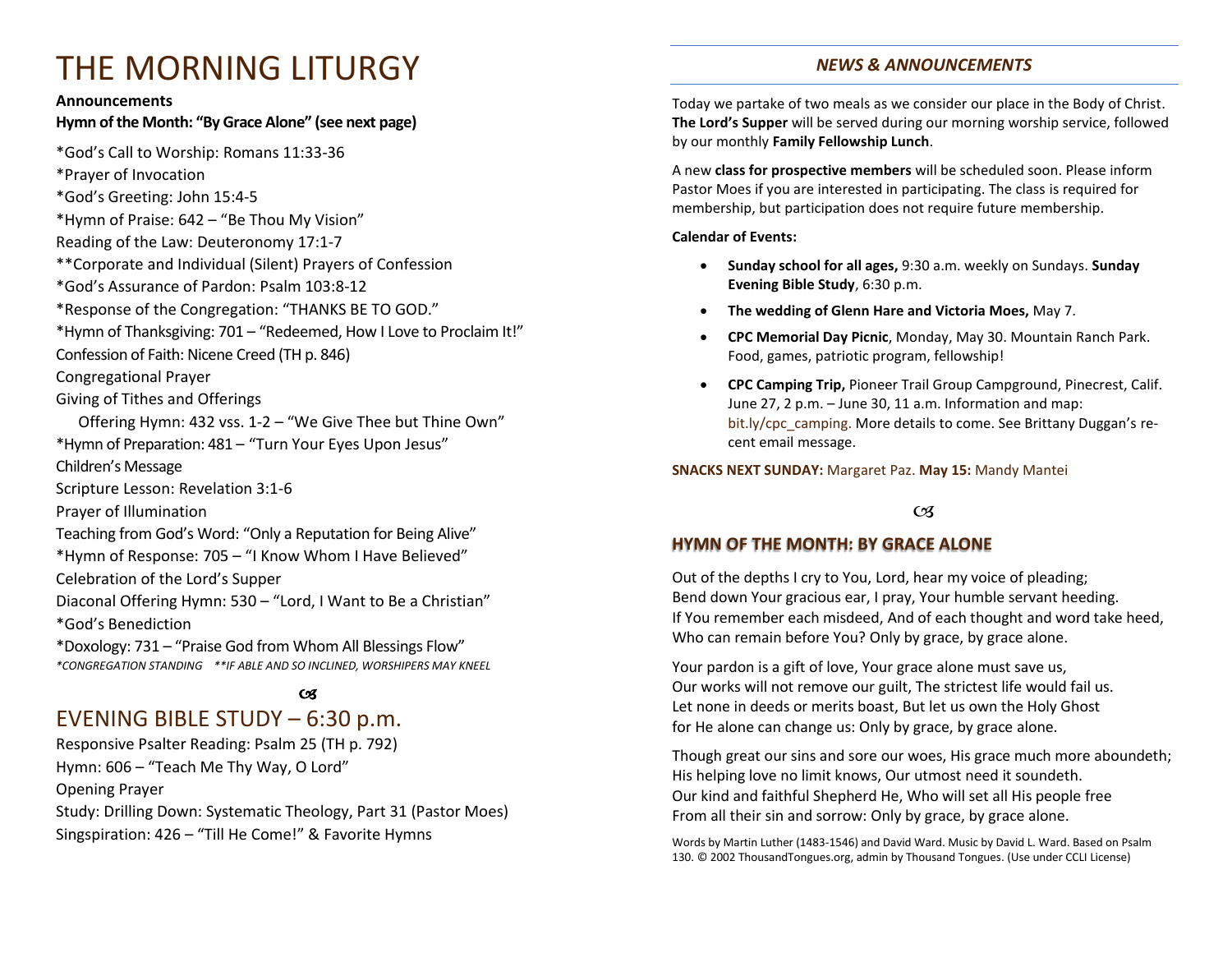# THE MORNING LITURGY

**Announcements**

**Hymn of the Month: "By Grace Alone" (see next page)**

*God's Call to Worship: Romans 11:33-36
*Prayer of Invocation
*God's Greeting: John 15:4-5
*Hymn of Praise: 642 – "Be Thou My Vision"
Reading of the Law: Deuteronomy 17:1-7
**Corporate and Individual (Silent) Prayers of Confession
*God's Assurance of Pardon: Psalm 103:8-12
*Response of the Congregation: "THANKS BE TO GOD."
*Hymn of Thanksgiving: 701 – "Redeemed, How I Love to Proclaim It!"
Confession of Faith: Nicene Creed (TH p. 846)
Congregational Prayer
Giving of Tithes and Offerings
Offering Hymn: 432 vss. 1-2 – "We Give Thee but Thine Own"
*Hymn of Preparation: 481 – "Turn Your Eyes Upon Jesus"
Children's Message
Scripture Lesson: Revelation 3:1-6
Prayer of Illumination
Teaching from God's Word: "Only a Reputation for Being Alive"
*Hymn of Response: 705 – "I Know Whom I Have Believed"
Celebration of the Lord's Supper
Diaconal Offering Hymn: 530 – "Lord, I Want to Be a Christian"
*God's Benediction
*Doxology: 731 – "Praise God from Whom All Blessings Flow"

*\*CONGREGATION STANDING   \*\*IF ABLE AND SO INCLINED, WORSHIPERS MAY KNEEL*

# EVENING BIBLE STUDY – 6:30 p.m.

Responsive Psalter Reading: Psalm 25 (TH p. 792)
Hymn: 606 – "Teach Me Thy Way, O Lord"
Opening Prayer
Study: Drilling Down: Systematic Theology, Part 31 (Pastor Moes)
Singspiration: 426 – "Till He Come!" & Favorite Hymns

## *NEWS & ANNOUNCEMENTS*

Today we partake of two meals as we consider our place in the Body of Christ. **The Lord's Supper** will be served during our morning worship service, followed by our monthly **Family Fellowship Lunch**.

A new **class for prospective members** will be scheduled soon. Please inform Pastor Moes if you are interested in participating. The class is required for membership, but participation does not require future membership.

**Calendar of Events:**

- **Sunday school for all ages,** 9:30 a.m. weekly on Sundays. **Sunday Evening Bible Study**, 6:30 p.m.
- **The wedding of Glenn Hare and Victoria Moes,** May 7.
- **CPC Memorial Day Picnic**, Monday, May 30. Mountain Ranch Park. Food, games, patriotic program, fellowship!
- **CPC Camping Trip,** Pioneer Trail Group Campground, Pinecrest, Calif. June 27, 2 p.m. – June 30, 11 a.m. Information and map: bit.ly/cpc_camping. More details to come. See Brittany Duggan's recent email message.

**SNACKS NEXT SUNDAY:** Margaret Paz. **May 15:** Mandy Mantei

## HYMN OF THE MONTH: BY GRACE ALONE

Out of the depths I cry to You, Lord, hear my voice of pleading;
Bend down Your gracious ear, I pray, Your humble servant heeding.
If You remember each misdeed, And of each thought and word take heed,
Who can remain before You? Only by grace, by grace alone.

Your pardon is a gift of love, Your grace alone must save us,
Our works will not remove our guilt, The strictest life would fail us.
Let none in deeds or merits boast, But let us own the Holy Ghost
for He alone can change us: Only by grace, by grace alone.

Though great our sins and sore our woes, His grace much more aboundeth;
His helping love no limit knows, Our utmost need it soundeth.
Our kind and faithful Shepherd He, Who will set all His people free
From all their sin and sorrow: Only by grace, by grace alone.

Words by Martin Luther (1483-1546) and David Ward. Music by David L. Ward. Based on Psalm 130. © 2002 ThousandTongues.org, admin by Thousand Tongues. (Use under CCLI License)